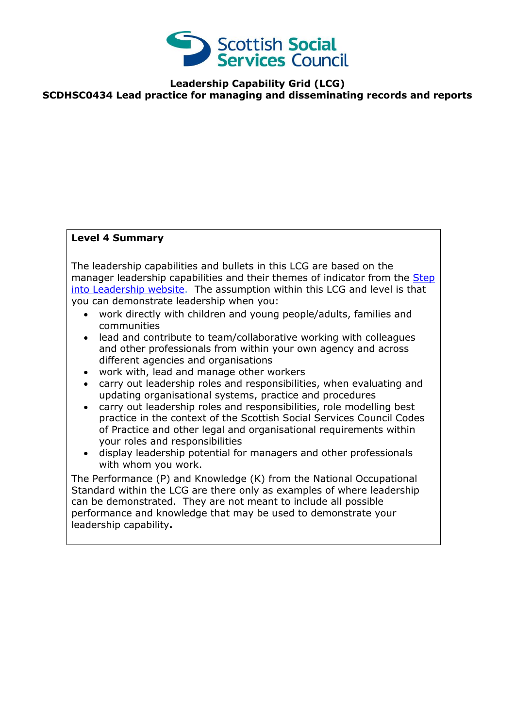Scottish Social Services Council

**Leadership Capability Grid (LCG)**
**SCDHSC0434 Lead practice for managing and disseminating records and reports**

**Level 4 Summary**

The leadership capabilities and bullets in this LCG are based on the manager leadership capabilities and their themes of indicator from the Step into Leadership website. The assumption within this LCG and level is that you can demonstrate leadership when you:

- work directly with children and young people/adults, families and communities
- lead and contribute to team/collaborative working with colleagues and other professionals from within your own agency and across different agencies and organisations
- work with, lead and manage other workers
- carry out leadership roles and responsibilities, when evaluating and updating organisational systems, practice and procedures
- carry out leadership roles and responsibilities, role modelling best practice in the context of the Scottish Social Services Council Codes of Practice and other legal and organisational requirements within your roles and responsibilities
- display leadership potential for managers and other professionals with whom you work.

The Performance (P) and Knowledge (K) from the National Occupational Standard within the LCG are there only as examples of where leadership can be demonstrated. They are not meant to include all possible performance and knowledge that may be used to demonstrate your leadership capability**.**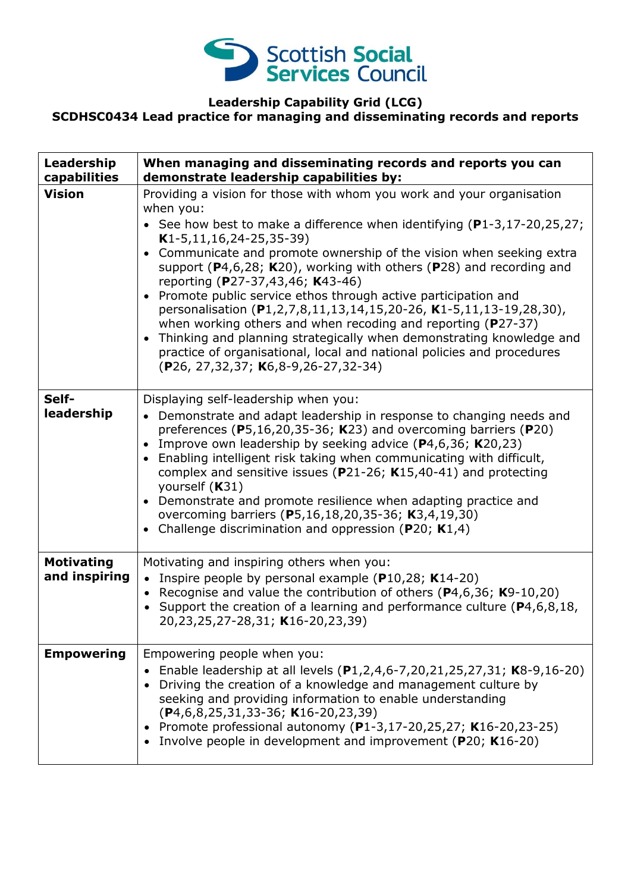Scottish Social Services Council

# Leadership Capability Grid (LCG)

## SCDHSC0434 Lead practice for managing and disseminating records and reports

| Leadership capabilities | When managing and disseminating records and reports you can demonstrate leadership capabilities by: |
|---|---|
| **Vision** | Providing a vision for those with whom you work and your organisation when you:<br>• See how best to make a difference when identifying (**P**1-3,17-20,25,27; **K**1-5,11,16,24-25,35-39)<br>• Communicate and promote ownership of the vision when seeking extra support (**P**4,6,28; **K**20), working with others (**P**28) and recording and reporting (**P**27-37,43,46; **K**43-46)<br>• Promote public service ethos through active participation and personalisation (**P**1,2,7,8,11,13,14,15,20-26, **K**1-5,11,13-19,28,30), when working others and when recoding and reporting (**P**27-37)<br>• Thinking and planning strategically when demonstrating knowledge and practice of organisational, local and national policies and procedures (**P**26, 27,32,37; **K**6,8-9,26-27,32-34) |
| **Self-leadership** | Displaying self-leadership when you:<br>• Demonstrate and adapt leadership in response to changing needs and preferences (**P**5,16,20,35-36; **K**23) and overcoming barriers (**P**20)<br>• Improve own leadership by seeking advice (**P**4,6,36; **K**20,23)<br>• Enabling intelligent risk taking when communicating with difficult, complex and sensitive issues (**P**21-26; **K**15,40-41) and protecting yourself (**K**31)<br>• Demonstrate and promote resilience when adapting practice and overcoming barriers (**P**5,16,18,20,35-36; **K**3,4,19,30)<br>• Challenge discrimination and oppression (**P**20; **K**1,4) |
| **Motivating and inspiring** | Motivating and inspiring others when you:<br>• Inspire people by personal example (**P**10,28; **K**14-20)<br>• Recognise and value the contribution of others (**P**4,6,36; **K**9-10,20)<br>• Support the creation of a learning and performance culture (**P**4,6,8,18, 20,23,25,27-28,31; **K**16-20,23,39) |
| **Empowering** | Empowering people when you:<br>• Enable leadership at all levels (**P**1,2,4,6-7,20,21,25,27,31; **K**8-9,16-20)<br>• Driving the creation of a knowledge and management culture by seeking and providing information to enable understanding (**P**4,6,8,25,31,33-36; **K**16-20,23,39)<br>• Promote professional autonomy (**P**1-3,17-20,25,27; **K**16-20,23-25)<br>• Involve people in development and improvement (**P**20; **K**16-20) |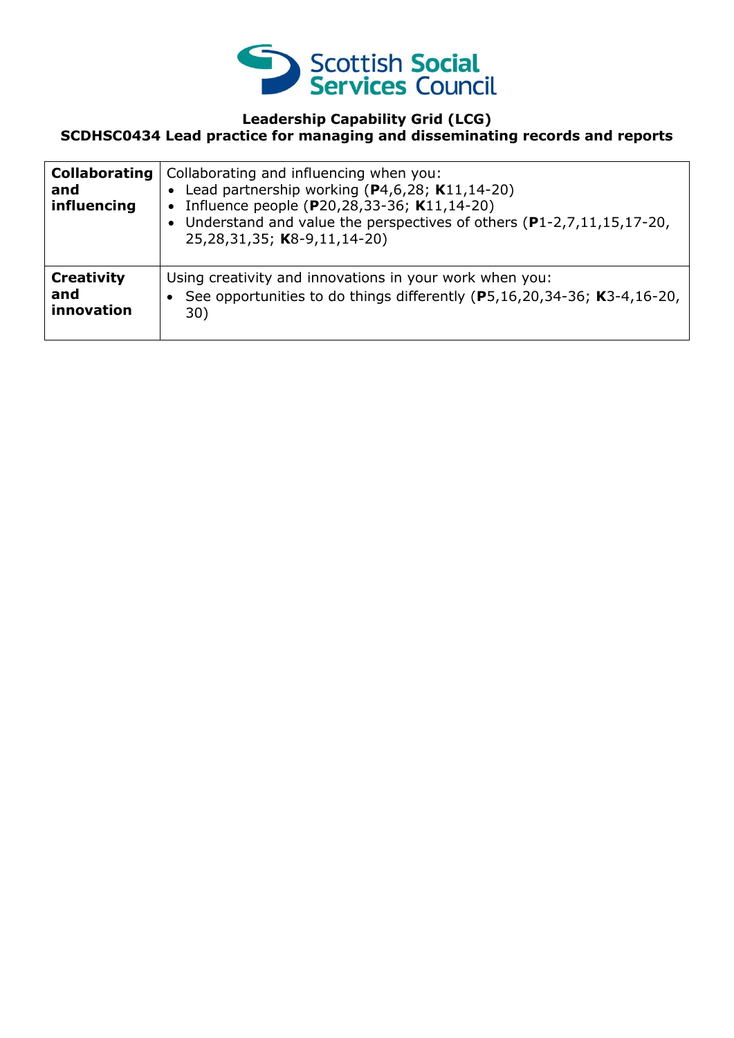Scottish Social Services Council

**Leadership Capability Grid (LCG)**
**SCDHSC0434 Lead practice for managing and disseminating records and reports**

| | |
|---|---|
| **Collaborating and influencing** | Collaborating and influencing when you:<br>• Lead partnership working (**P**4,6,28; **K**11,14-20)<br>• Influence people (**P**20,28,33-36; **K**11,14-20)<br>• Understand and value the perspectives of others (**P**1-2,7,11,15,17-20, 25,28,31,35; **K**8-9,11,14-20) |
| **Creativity and innovation** | Using creativity and innovations in your work when you:<br>• See opportunities to do things differently (**P**5,16,20,34-36; **K**3-4,16-20, 30) |